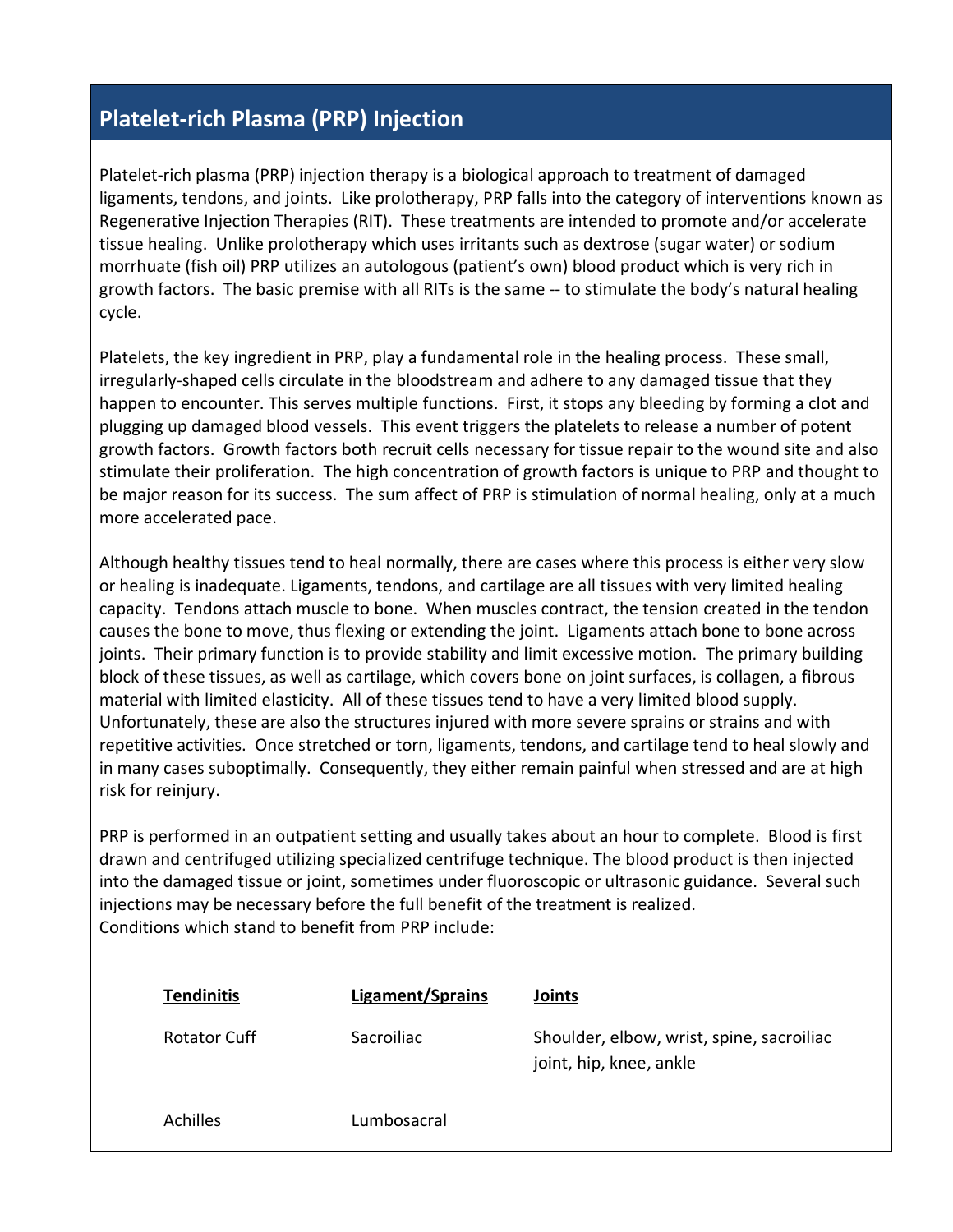## Platelet-rich Plasma (PRP) Injection

Platelet-rich plasma (PRP) injection therapy is a biological approach to treatment of damaged ligaments, tendons, and joints. Like prolotherapy, PRP falls into the category of interventions known as Regenerative Injection Therapies (RIT). These treatments are intended to promote and/or accelerate tissue healing. Unlike prolotherapy which uses irritants such as dextrose (sugar water) or sodium morrhuate (fish oil) PRP utilizes an autologous (patient's own) blood product which is very rich in growth factors. The basic premise with all RITs is the same -- to stimulate the body's natural healing cycle.

Platelets, the key ingredient in PRP, play a fundamental role in the healing process. These small, irregularly-shaped cells circulate in the bloodstream and adhere to any damaged tissue that they happen to encounter. This serves multiple functions. First, it stops any bleeding by forming a clot and plugging up damaged blood vessels. This event triggers the platelets to release a number of potent growth factors. Growth factors both recruit cells necessary for tissue repair to the wound site and also stimulate their proliferation. The high concentration of growth factors is unique to PRP and thought to be major reason for its success. The sum affect of PRP is stimulation of normal healing, only at a much more accelerated pace.

Although healthy tissues tend to heal normally, there are cases where this process is either very slow or healing is inadequate. Ligaments, tendons, and cartilage are all tissues with very limited healing capacity. Tendons attach muscle to bone. When muscles contract, the tension created in the tendon causes the bone to move, thus flexing or extending the joint. Ligaments attach bone to bone across joints. Their primary function is to provide stability and limit excessive motion. The primary building block of these tissues, as well as cartilage, which covers bone on joint surfaces, is collagen, a fibrous material with limited elasticity. All of these tissues tend to have a very limited blood supply. Unfortunately, these are also the structures injured with more severe sprains or strains and with repetitive activities. Once stretched or torn, ligaments, tendons, and cartilage tend to heal slowly and in many cases suboptimally. Consequently, they either remain painful when stressed and are at high risk for reinjury.

PRP is performed in an outpatient setting and usually takes about an hour to complete. Blood is first drawn and centrifuged utilizing specialized centrifuge technique. The blood product is then injected into the damaged tissue or joint, sometimes under fluoroscopic or ultrasonic guidance. Several such injections may be necessary before the full benefit of the treatment is realized.
Conditions which stand to benefit from PRP include:

| Tendinitis | Ligament/Sprains | Joints |
|---|---|---|
| Rotator Cuff | Sacroiliac | Shoulder, elbow, wrist, spine, sacroiliac joint, hip, knee, ankle |
| Achilles | Lumbosacral | |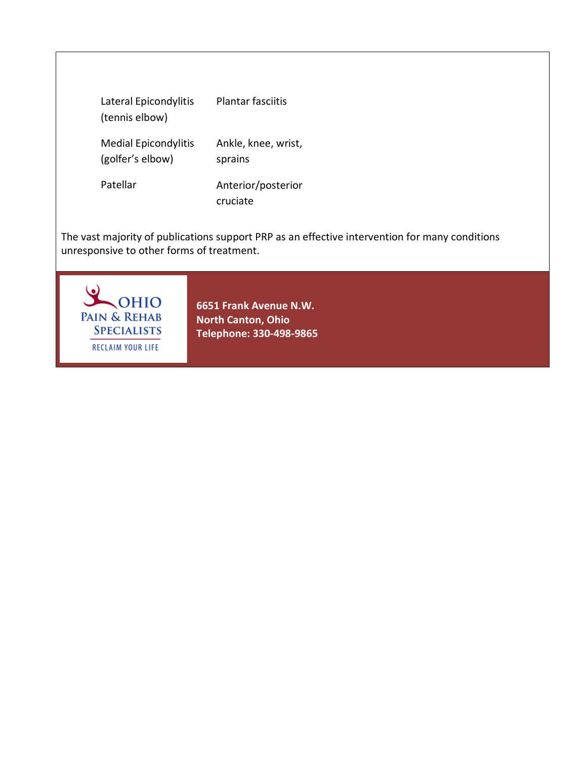| | |
|---|---|
| Lateral Epicondylitis (tennis elbow) | Plantar fasciitis |
| Medial Epicondylitis (golfer's elbow) | Ankle, knee, wrist, sprains |
| Patellar | Anterior/posterior cruciate |

The vast majority of publications support PRP as an effective intervention for many conditions unresponsive to other forms of treatment.

OHIO PAIN & REHAB SPECIALISTS
RECLAIM YOUR LIFE

**6651 Frank Avenue N.W.**
**North Canton, Ohio**
**Telephone: 330-498-9865**